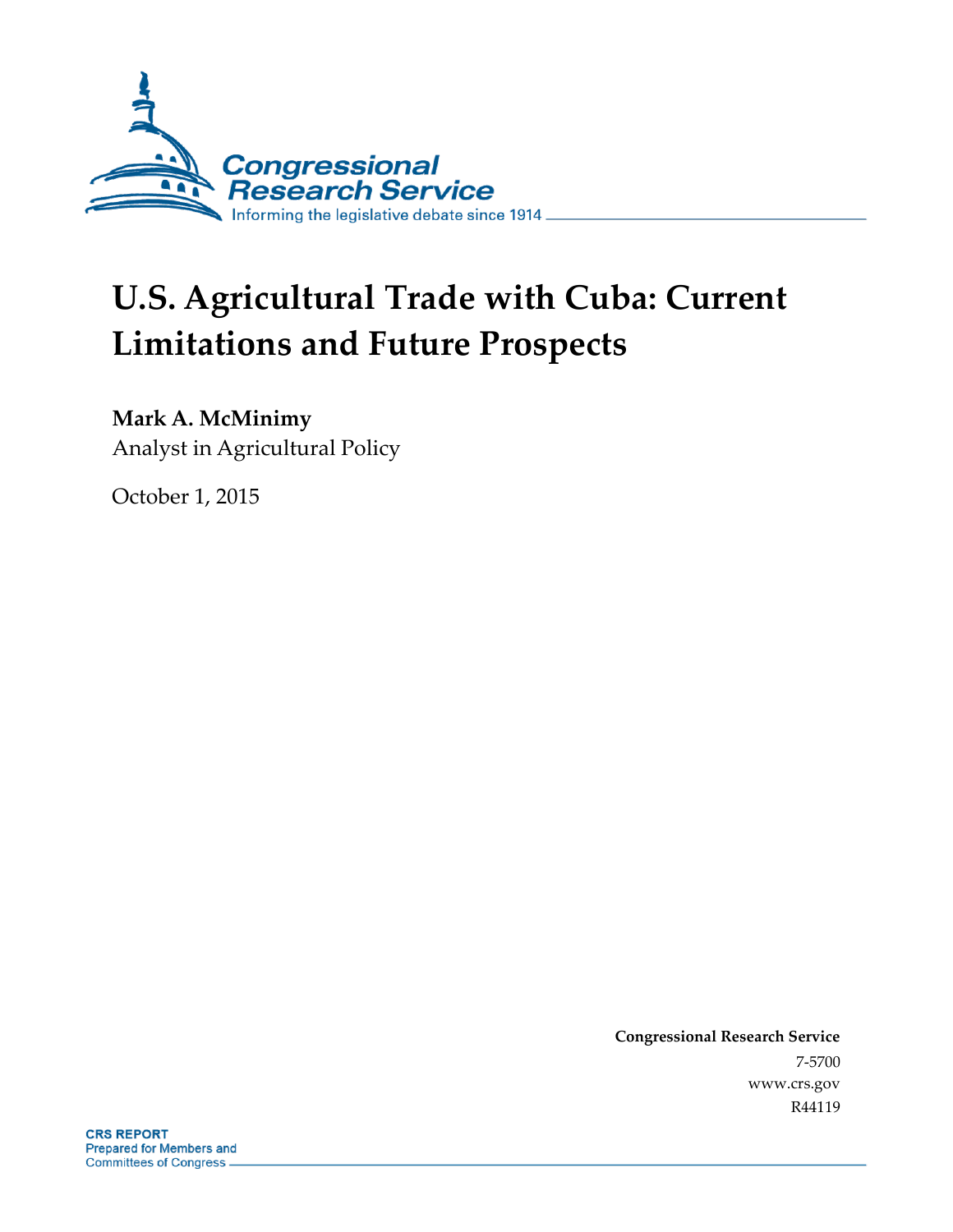Congressional Research Service

Informing the legislative debate since 1914

# U.S. Agricultural Trade with Cuba: Current Limitations and Future Prospects

**Mark A. McMinimy**
Analyst in Agricultural Policy

October 1, 2015

**Congressional Research Service**
7-5700
www.crs.gov
R44119

**CRS REPORT**
Prepared for Members and
Committees of Congress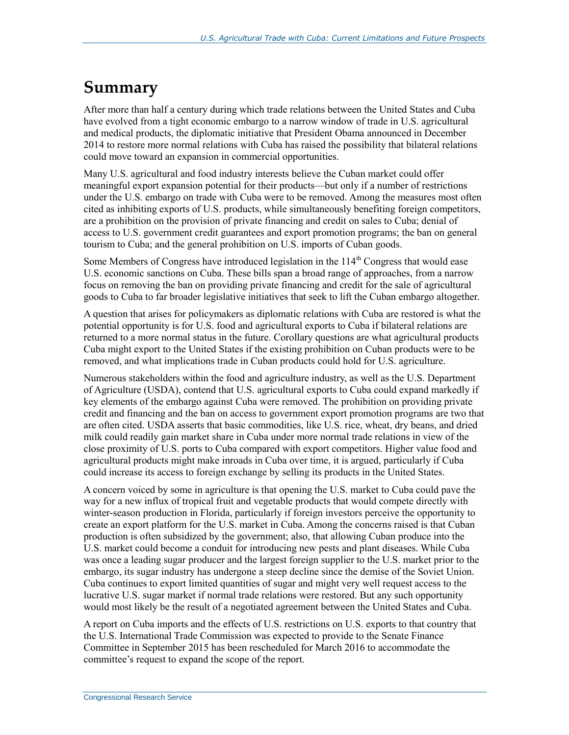# Summary

After more than half a century during which trade relations between the United States and Cuba have evolved from a tight economic embargo to a narrow window of trade in U.S. agricultural and medical products, the diplomatic initiative that President Obama announced in December 2014 to restore more normal relations with Cuba has raised the possibility that bilateral relations could move toward an expansion in commercial opportunities.

Many U.S. agricultural and food industry interests believe the Cuban market could offer meaningful export expansion potential for their products—but only if a number of restrictions under the U.S. embargo on trade with Cuba were to be removed. Among the measures most often cited as inhibiting exports of U.S. products, while simultaneously benefiting foreign competitors, are a prohibition on the provision of private financing and credit on sales to Cuba; denial of access to U.S. government credit guarantees and export promotion programs; the ban on general tourism to Cuba; and the general prohibition on U.S. imports of Cuban goods.

Some Members of Congress have introduced legislation in the 114th Congress that would ease U.S. economic sanctions on Cuba. These bills span a broad range of approaches, from a narrow focus on removing the ban on providing private financing and credit for the sale of agricultural goods to Cuba to far broader legislative initiatives that seek to lift the Cuban embargo altogether.

A question that arises for policymakers as diplomatic relations with Cuba are restored is what the potential opportunity is for U.S. food and agricultural exports to Cuba if bilateral relations are returned to a more normal status in the future. Corollary questions are what agricultural products Cuba might export to the United States if the existing prohibition on Cuban products were to be removed, and what implications trade in Cuban products could hold for U.S. agriculture.

Numerous stakeholders within the food and agriculture industry, as well as the U.S. Department of Agriculture (USDA), contend that U.S. agricultural exports to Cuba could expand markedly if key elements of the embargo against Cuba were removed. The prohibition on providing private credit and financing and the ban on access to government export promotion programs are two that are often cited. USDA asserts that basic commodities, like U.S. rice, wheat, dry beans, and dried milk could readily gain market share in Cuba under more normal trade relations in view of the close proximity of U.S. ports to Cuba compared with export competitors. Higher value food and agricultural products might make inroads in Cuba over time, it is argued, particularly if Cuba could increase its access to foreign exchange by selling its products in the United States.

A concern voiced by some in agriculture is that opening the U.S. market to Cuba could pave the way for a new influx of tropical fruit and vegetable products that would compete directly with winter-season production in Florida, particularly if foreign investors perceive the opportunity to create an export platform for the U.S. market in Cuba. Among the concerns raised is that Cuban production is often subsidized by the government; also, that allowing Cuban produce into the U.S. market could become a conduit for introducing new pests and plant diseases. While Cuba was once a leading sugar producer and the largest foreign supplier to the U.S. market prior to the embargo, its sugar industry has undergone a steep decline since the demise of the Soviet Union. Cuba continues to export limited quantities of sugar and might very well request access to the lucrative U.S. sugar market if normal trade relations were restored. But any such opportunity would most likely be the result of a negotiated agreement between the United States and Cuba.

A report on Cuba imports and the effects of U.S. restrictions on U.S. exports to that country that the U.S. International Trade Commission was expected to provide to the Senate Finance Committee in September 2015 has been rescheduled for March 2016 to accommodate the committee's request to expand the scope of the report.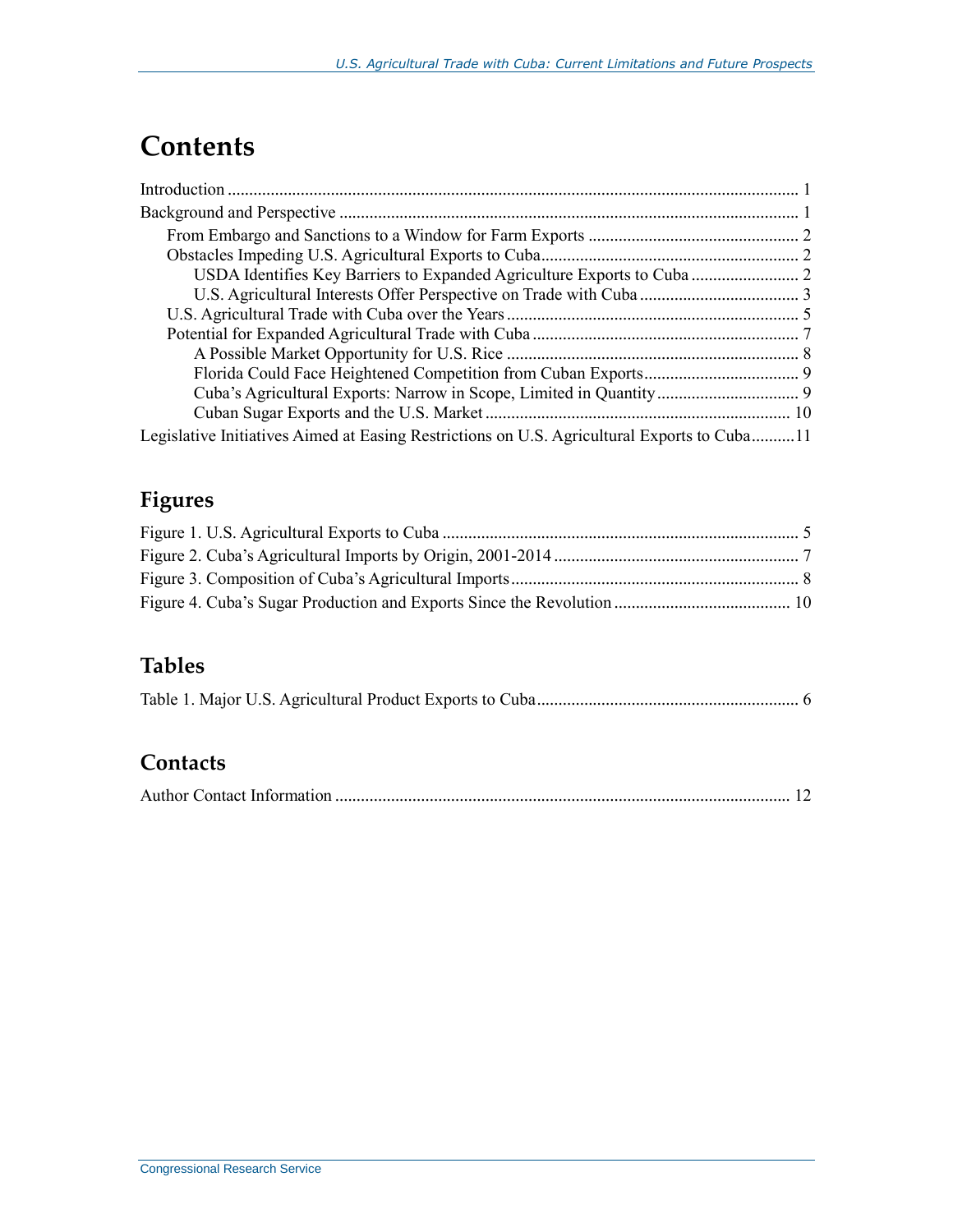# Contents

Introduction .................................................................................................................... 1
Background and Perspective .......................................................................................... 1
    From Embargo and Sanctions to a Window for Farm Exports ................................................ 2
    Obstacles Impeding U.S. Agricultural Exports to Cuba ........................................................... 2
        USDA Identifies Key Barriers to Expanded Agriculture Exports to Cuba ......................... 2
        U.S. Agricultural Interests Offer Perspective on Trade with Cuba .................................... 3
    U.S. Agricultural Trade with Cuba over the Years ................................................................... 5
    Potential for Expanded Agricultural Trade with Cuba ............................................................. 7
        A Possible Market Opportunity for U.S. Rice ................................................................... 8
        Florida Could Face Heightened Competition from Cuban Exports ................................... 9
        Cuba's Agricultural Exports: Narrow in Scope, Limited in Quantity ................................ 9
        Cuban Sugar Exports and the U.S. Market ..................................................................... 10
Legislative Initiatives Aimed at Easing Restrictions on U.S. Agricultural Exports to Cuba .......... 11

## Figures

Figure 1. U.S. Agricultural Exports to Cuba .................................................................................. 5
Figure 2. Cuba's Agricultural Imports by Origin, 2001-2014 ......................................................... 7
Figure 3. Composition of Cuba's Agricultural Imports .................................................................. 8
Figure 4. Cuba's Sugar Production and Exports Since the Revolution ......................................... 10

## Tables

Table 1. Major U.S. Agricultural Product Exports to Cuba ............................................................ 6

## Contacts

Author Contact Information ........................................................................................................ 12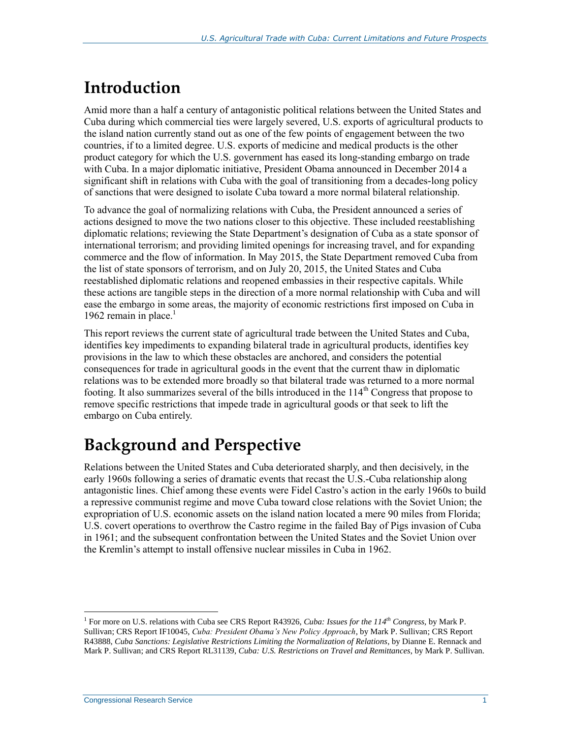## Introduction

Amid more than a half a century of antagonistic political relations between the United States and Cuba during which commercial ties were largely severed, U.S. exports of agricultural products to the island nation currently stand out as one of the few points of engagement between the two countries, if to a limited degree. U.S. exports of medicine and medical products is the other product category for which the U.S. government has eased its long-standing embargo on trade with Cuba. In a major diplomatic initiative, President Obama announced in December 2014 a significant shift in relations with Cuba with the goal of transitioning from a decades-long policy of sanctions that were designed to isolate Cuba toward a more normal bilateral relationship.

To advance the goal of normalizing relations with Cuba, the President announced a series of actions designed to move the two nations closer to this objective. These included reestablishing diplomatic relations; reviewing the State Department's designation of Cuba as a state sponsor of international terrorism; and providing limited openings for increasing travel, and for expanding commerce and the flow of information. In May 2015, the State Department removed Cuba from the list of state sponsors of terrorism, and on July 20, 2015, the United States and Cuba reestablished diplomatic relations and reopened embassies in their respective capitals. While these actions are tangible steps in the direction of a more normal relationship with Cuba and will ease the embargo in some areas, the majority of economic restrictions first imposed on Cuba in 1962 remain in place.[1]

This report reviews the current state of agricultural trade between the United States and Cuba, identifies key impediments to expanding bilateral trade in agricultural products, identifies key provisions in the law to which these obstacles are anchored, and considers the potential consequences for trade in agricultural goods in the event that the current thaw in diplomatic relations was to be extended more broadly so that bilateral trade was returned to a more normal footing. It also summarizes several of the bills introduced in the 114th Congress that propose to remove specific restrictions that impede trade in agricultural goods or that seek to lift the embargo on Cuba entirely.

## Background and Perspective

Relations between the United States and Cuba deteriorated sharply, and then decisively, in the early 1960s following a series of dramatic events that recast the U.S.-Cuba relationship along antagonistic lines. Chief among these events were Fidel Castro's action in the early 1960s to build a repressive communist regime and move Cuba toward close relations with the Soviet Union; the expropriation of U.S. economic assets on the island nation located a mere 90 miles from Florida; U.S. covert operations to overthrow the Castro regime in the failed Bay of Pigs invasion of Cuba in 1961; and the subsequent confrontation between the United States and the Soviet Union over the Kremlin's attempt to install offensive nuclear missiles in Cuba in 1962.

---

[1] For more on U.S. relations with Cuba see CRS Report R43926, *Cuba: Issues for the 114th Congress*, by Mark P. Sullivan; CRS Report IF10045, *Cuba: President Obama's New Policy Approach*, by Mark P. Sullivan; CRS Report R43888, *Cuba Sanctions: Legislative Restrictions Limiting the Normalization of Relations*, by Dianne E. Rennack and Mark P. Sullivan; and CRS Report RL31139, *Cuba: U.S. Restrictions on Travel and Remittances*, by Mark P. Sullivan.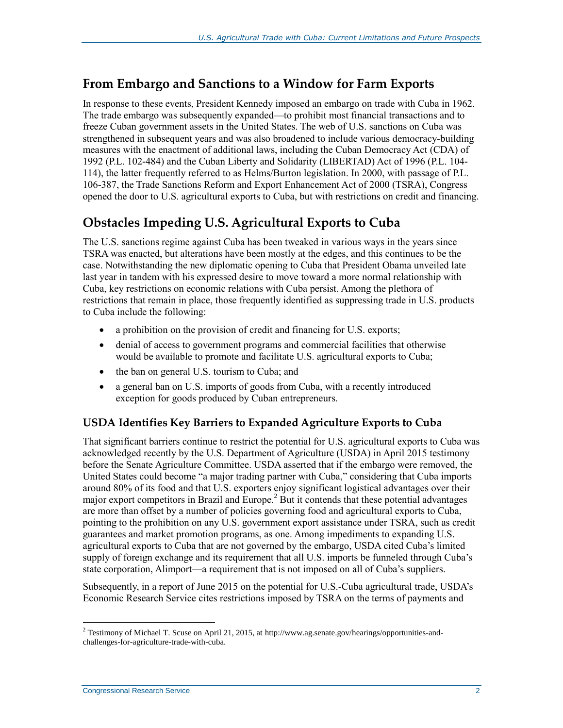## From Embargo and Sanctions to a Window for Farm Exports

In response to these events, President Kennedy imposed an embargo on trade with Cuba in 1962. The trade embargo was subsequently expanded—to prohibit most financial transactions and to freeze Cuban government assets in the United States. The web of U.S. sanctions on Cuba was strengthened in subsequent years and was also broadened to include various democracy-building measures with the enactment of additional laws, including the Cuban Democracy Act (CDA) of 1992 (P.L. 102-484) and the Cuban Liberty and Solidarity (LIBERTAD) Act of 1996 (P.L. 104-114), the latter frequently referred to as Helms/Burton legislation. In 2000, with passage of P.L. 106-387, the Trade Sanctions Reform and Export Enhancement Act of 2000 (TSRA), Congress opened the door to U.S. agricultural exports to Cuba, but with restrictions on credit and financing.

## Obstacles Impeding U.S. Agricultural Exports to Cuba

The U.S. sanctions regime against Cuba has been tweaked in various ways in the years since TSRA was enacted, but alterations have been mostly at the edges, and this continues to be the case. Notwithstanding the new diplomatic opening to Cuba that President Obama unveiled late last year in tandem with his expressed desire to move toward a more normal relationship with Cuba, key restrictions on economic relations with Cuba persist. Among the plethora of restrictions that remain in place, those frequently identified as suppressing trade in U.S. products to Cuba include the following:

- a prohibition on the provision of credit and financing for U.S. exports;
- denial of access to government programs and commercial facilities that otherwise would be available to promote and facilitate U.S. agricultural exports to Cuba;
- the ban on general U.S. tourism to Cuba; and
- a general ban on U.S. imports of goods from Cuba, with a recently introduced exception for goods produced by Cuban entrepreneurs.

### USDA Identifies Key Barriers to Expanded Agriculture Exports to Cuba

That significant barriers continue to restrict the potential for U.S. agricultural exports to Cuba was acknowledged recently by the U.S. Department of Agriculture (USDA) in April 2015 testimony before the Senate Agriculture Committee. USDA asserted that if the embargo were removed, the United States could become "a major trading partner with Cuba," considering that Cuba imports around 80% of its food and that U.S. exporters enjoy significant logistical advantages over their major export competitors in Brazil and Europe.[2] But it contends that these potential advantages are more than offset by a number of policies governing food and agricultural exports to Cuba, pointing to the prohibition on any U.S. government export assistance under TSRA, such as credit guarantees and market promotion programs, as one. Among impediments to expanding U.S. agricultural exports to Cuba that are not governed by the embargo, USDA cited Cuba's limited supply of foreign exchange and its requirement that all U.S. imports be funneled through Cuba's state corporation, Alimport—a requirement that is not imposed on all of Cuba's suppliers.

Subsequently, in a report of June 2015 on the potential for U.S.-Cuba agricultural trade, USDA's Economic Research Service cites restrictions imposed by TSRA on the terms of payments and

[2] Testimony of Michael T. Scuse on April 21, 2015, at http://www.ag.senate.gov/hearings/opportunities-and-challenges-for-agriculture-trade-with-cuba.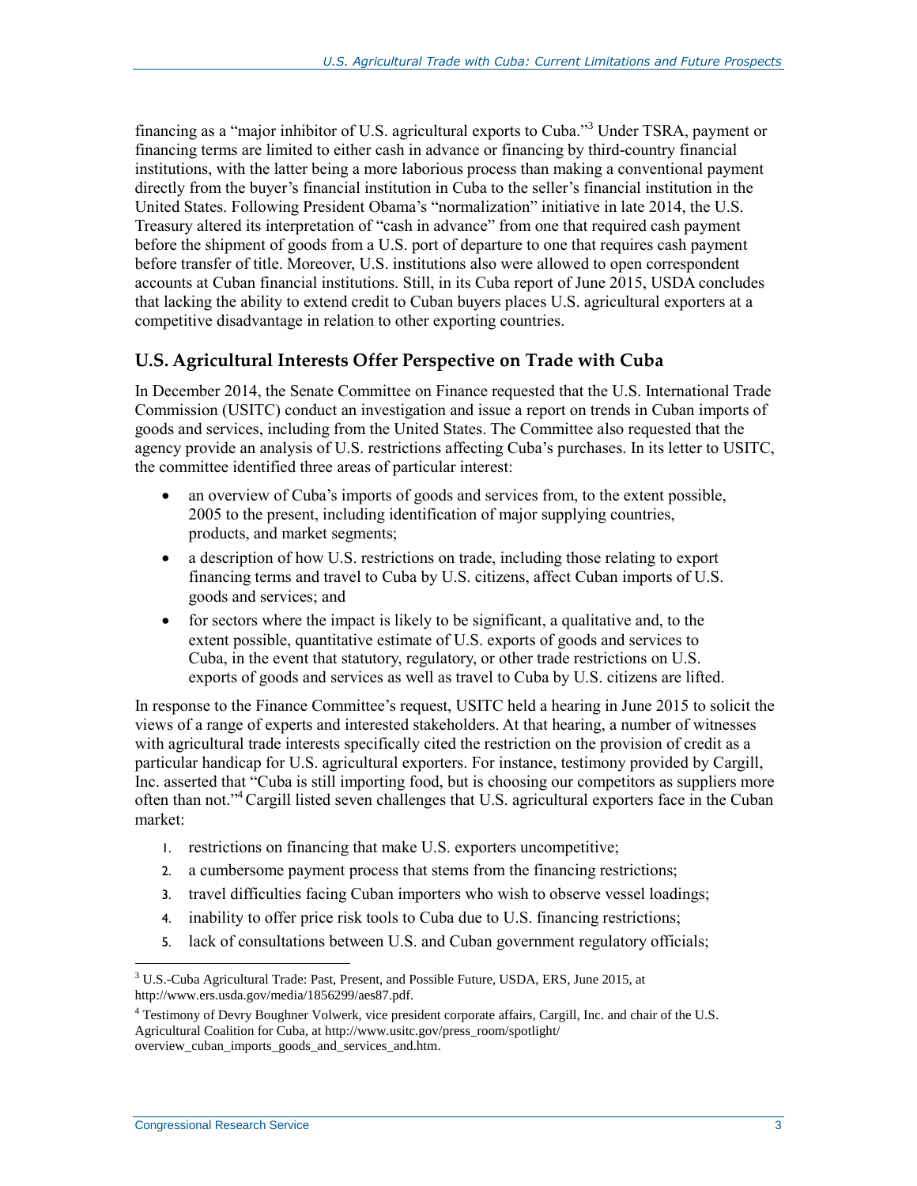financing as a "major inhibitor of U.S. agricultural exports to Cuba."[3] Under TSRA, payment or financing terms are limited to either cash in advance or financing by third-country financial institutions, with the latter being a more laborious process than making a conventional payment directly from the buyer's financial institution in Cuba to the seller's financial institution in the United States. Following President Obama's "normalization" initiative in late 2014, the U.S. Treasury altered its interpretation of "cash in advance" from one that required cash payment before the shipment of goods from a U.S. port of departure to one that requires cash payment before transfer of title. Moreover, U.S. institutions also were allowed to open correspondent accounts at Cuban financial institutions. Still, in its Cuba report of June 2015, USDA concludes that lacking the ability to extend credit to Cuban buyers places U.S. agricultural exporters at a competitive disadvantage in relation to other exporting countries.

## U.S. Agricultural Interests Offer Perspective on Trade with Cuba

In December 2014, the Senate Committee on Finance requested that the U.S. International Trade Commission (USITC) conduct an investigation and issue a report on trends in Cuban imports of goods and services, including from the United States. The Committee also requested that the agency provide an analysis of U.S. restrictions affecting Cuba's purchases. In its letter to USITC, the committee identified three areas of particular interest:

- an overview of Cuba's imports of goods and services from, to the extent possible, 2005 to the present, including identification of major supplying countries, products, and market segments;
- a description of how U.S. restrictions on trade, including those relating to export financing terms and travel to Cuba by U.S. citizens, affect Cuban imports of U.S. goods and services; and
- for sectors where the impact is likely to be significant, a qualitative and, to the extent possible, quantitative estimate of U.S. exports of goods and services to Cuba, in the event that statutory, regulatory, or other trade restrictions on U.S. exports of goods and services as well as travel to Cuba by U.S. citizens are lifted.

In response to the Finance Committee's request, USITC held a hearing in June 2015 to solicit the views of a range of experts and interested stakeholders. At that hearing, a number of witnesses with agricultural trade interests specifically cited the restriction on the provision of credit as a particular handicap for U.S. agricultural exporters. For instance, testimony provided by Cargill, Inc. asserted that "Cuba is still importing food, but is choosing our competitors as suppliers more often than not."[4] Cargill listed seven challenges that U.S. agricultural exporters face in the Cuban market:

1. restrictions on financing that make U.S. exporters uncompetitive;
2. a cumbersome payment process that stems from the financing restrictions;
3. travel difficulties facing Cuban importers who wish to observe vessel loadings;
4. inability to offer price risk tools to Cuba due to U.S. financing restrictions;
5. lack of consultations between U.S. and Cuban government regulatory officials;

---

[3] U.S.-Cuba Agricultural Trade: Past, Present, and Possible Future, USDA, ERS, June 2015, at http://www.ers.usda.gov/media/1856299/aes87.pdf.

[4] Testimony of Devry Boughner Volwerk, vice president corporate affairs, Cargill, Inc. and chair of the U.S. Agricultural Coalition for Cuba, at http://www.usitc.gov/press_room/spotlight/overview_cuban_imports_goods_and_services_and.htm.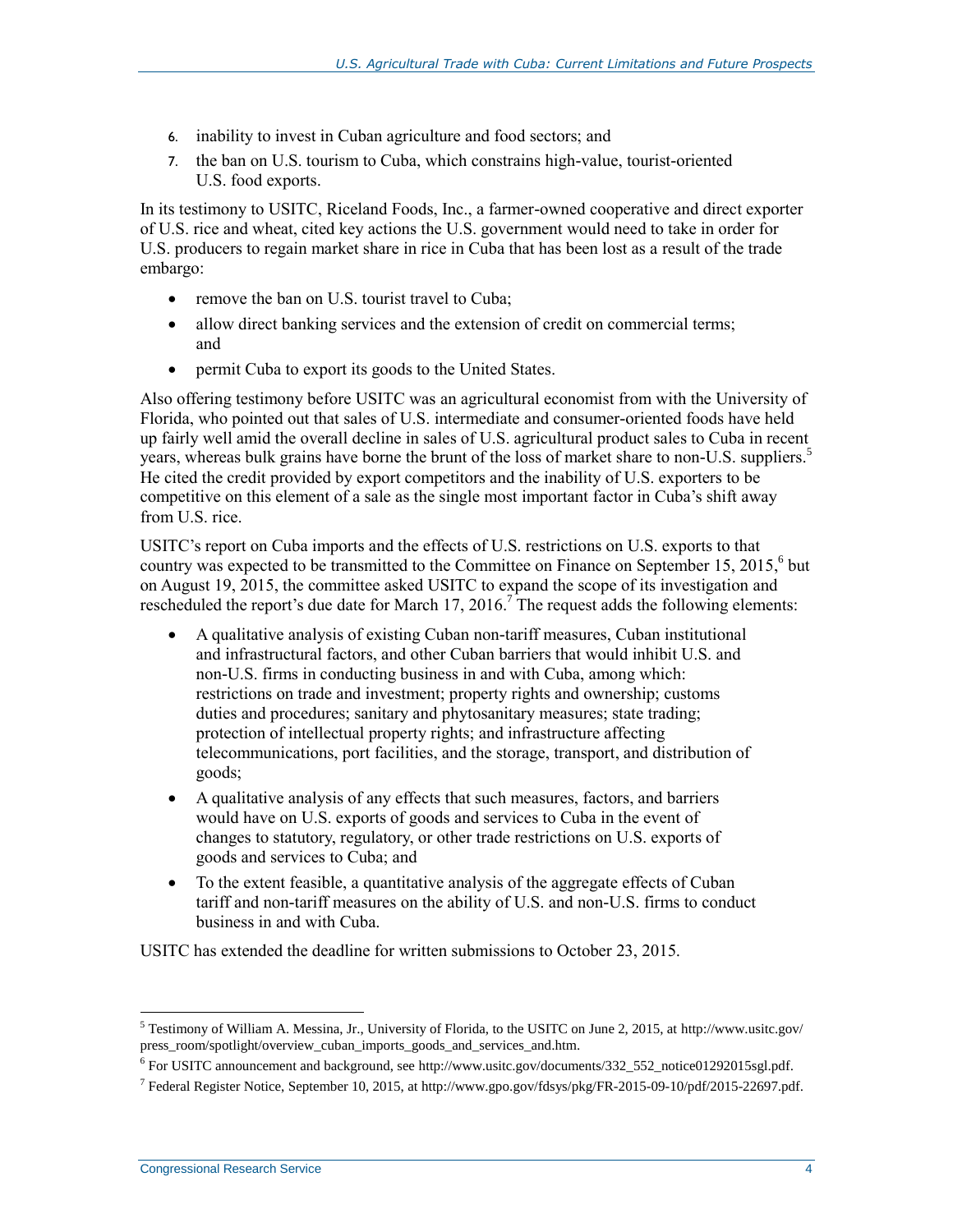6. inability to invest in Cuban agriculture and food sectors; and
7. the ban on U.S. tourism to Cuba, which constrains high-value, tourist-oriented U.S. food exports.

In its testimony to USITC, Riceland Foods, Inc., a farmer-owned cooperative and direct exporter of U.S. rice and wheat, cited key actions the U.S. government would need to take in order for U.S. producers to regain market share in rice in Cuba that has been lost as a result of the trade embargo:

- remove the ban on U.S. tourist travel to Cuba;
- allow direct banking services and the extension of credit on commercial terms; and
- permit Cuba to export its goods to the United States.

Also offering testimony before USITC was an agricultural economist from with the University of Florida, who pointed out that sales of U.S. intermediate and consumer-oriented foods have held up fairly well amid the overall decline in sales of U.S. agricultural product sales to Cuba in recent years, whereas bulk grains have borne the brunt of the loss of market share to non-U.S. suppliers.[5] He cited the credit provided by export competitors and the inability of U.S. exporters to be competitive on this element of a sale as the single most important factor in Cuba's shift away from U.S. rice.

USITC's report on Cuba imports and the effects of U.S. restrictions on U.S. exports to that country was expected to be transmitted to the Committee on Finance on September 15, 2015,[6] but on August 19, 2015, the committee asked USITC to expand the scope of its investigation and rescheduled the report's due date for March 17, 2016.[7] The request adds the following elements:

- A qualitative analysis of existing Cuban non-tariff measures, Cuban institutional and infrastructural factors, and other Cuban barriers that would inhibit U.S. and non-U.S. firms in conducting business in and with Cuba, among which: restrictions on trade and investment; property rights and ownership; customs duties and procedures; sanitary and phytosanitary measures; state trading; protection of intellectual property rights; and infrastructure affecting telecommunications, port facilities, and the storage, transport, and distribution of goods;
- A qualitative analysis of any effects that such measures, factors, and barriers would have on U.S. exports of goods and services to Cuba in the event of changes to statutory, regulatory, or other trade restrictions on U.S. exports of goods and services to Cuba; and
- To the extent feasible, a quantitative analysis of the aggregate effects of Cuban tariff and non-tariff measures on the ability of U.S. and non-U.S. firms to conduct business in and with Cuba.

USITC has extended the deadline for written submissions to October 23, 2015.

---

[5] Testimony of William A. Messina, Jr., University of Florida, to the USITC on June 2, 2015, at http://www.usitc.gov/press_room/spotlight/overview_cuban_imports_goods_and_services_and.htm.

[6] For USITC announcement and background, see http://www.usitc.gov/documents/332_552_notice01292015sgl.pdf.

[7] Federal Register Notice, September 10, 2015, at http://www.gpo.gov/fdsys/pkg/FR-2015-09-10/pdf/2015-22697.pdf.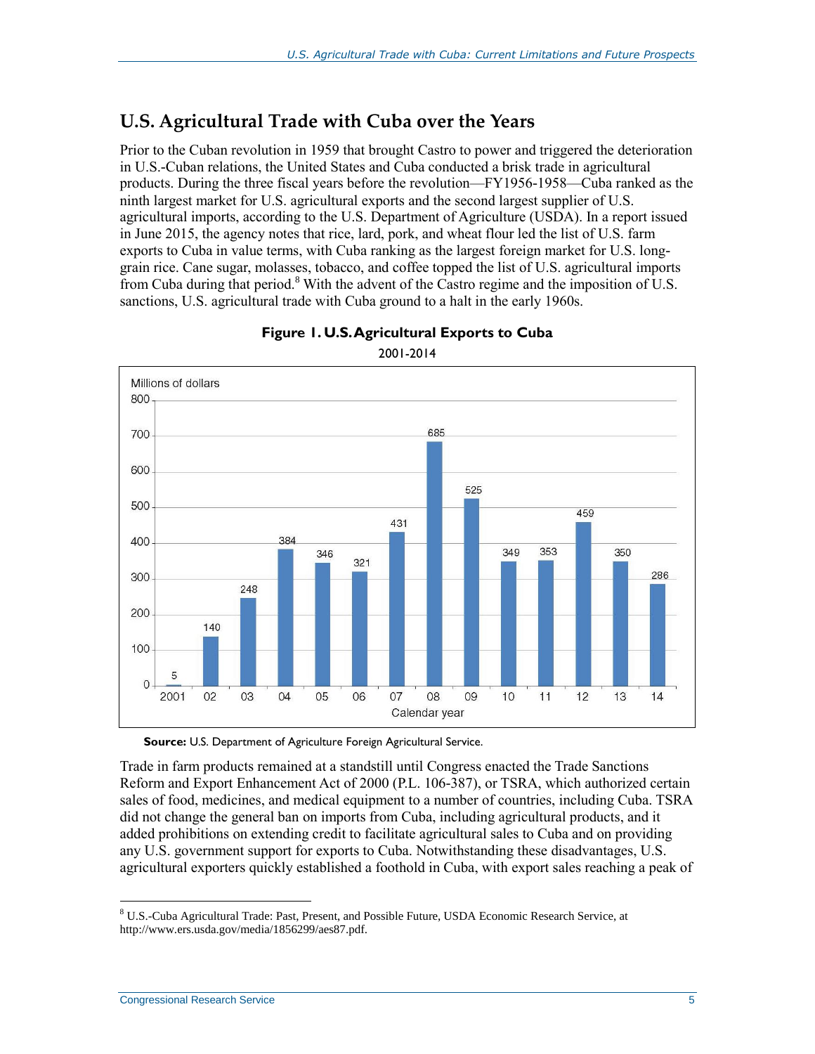## U.S. Agricultural Trade with Cuba over the Years

Prior to the Cuban revolution in 1959 that brought Castro to power and triggered the deterioration in U.S.-Cuban relations, the United States and Cuba conducted a brisk trade in agricultural products. During the three fiscal years before the revolution—FY1956-1958—Cuba ranked as the ninth largest market for U.S. agricultural exports and the second largest supplier of U.S. agricultural imports, according to the U.S. Department of Agriculture (USDA). In a report issued in June 2015, the agency notes that rice, lard, pork, and wheat flour led the list of U.S. farm exports to Cuba in value terms, with Cuba ranking as the largest foreign market for U.S. long-grain rice. Cane sugar, molasses, tobacco, and coffee topped the list of U.S. agricultural imports from Cuba during that period.[8] With the advent of the Castro regime and the imposition of U.S. sanctions, U.S. agricultural trade with Cuba ground to a halt in the early 1960s.

**Figure 1. U.S. Agricultural Exports to Cuba**

2001-2014

Millions of dollars

| Calendar year | 2001 | 02 | 03 | 04 | 05 | 06 | 07 | 08 | 09 | 10 | 11 | 12 | 13 | 14 |
|---|---|---|---|---|---|---|---|---|---|---|---|---|---|---|
| Value | 5 | 140 | 248 | 384 | 346 | 321 | 431 | 685 | 525 | 349 | 353 | 459 | 350 | 286 |

**Source:** U.S. Department of Agriculture Foreign Agricultural Service.

Trade in farm products remained at a standstill until Congress enacted the Trade Sanctions Reform and Export Enhancement Act of 2000 (P.L. 106-387), or TSRA, which authorized certain sales of food, medicines, and medical equipment to a number of countries, including Cuba. TSRA did not change the general ban on imports from Cuba, including agricultural products, and it added prohibitions on extending credit to facilitate agricultural sales to Cuba and on providing any U.S. government support for exports to Cuba. Notwithstanding these disadvantages, U.S. agricultural exporters quickly established a foothold in Cuba, with export sales reaching a peak of

[8] U.S.-Cuba Agricultural Trade: Past, Present, and Possible Future, USDA Economic Research Service, at http://www.ers.usda.gov/media/1856299/aes87.pdf.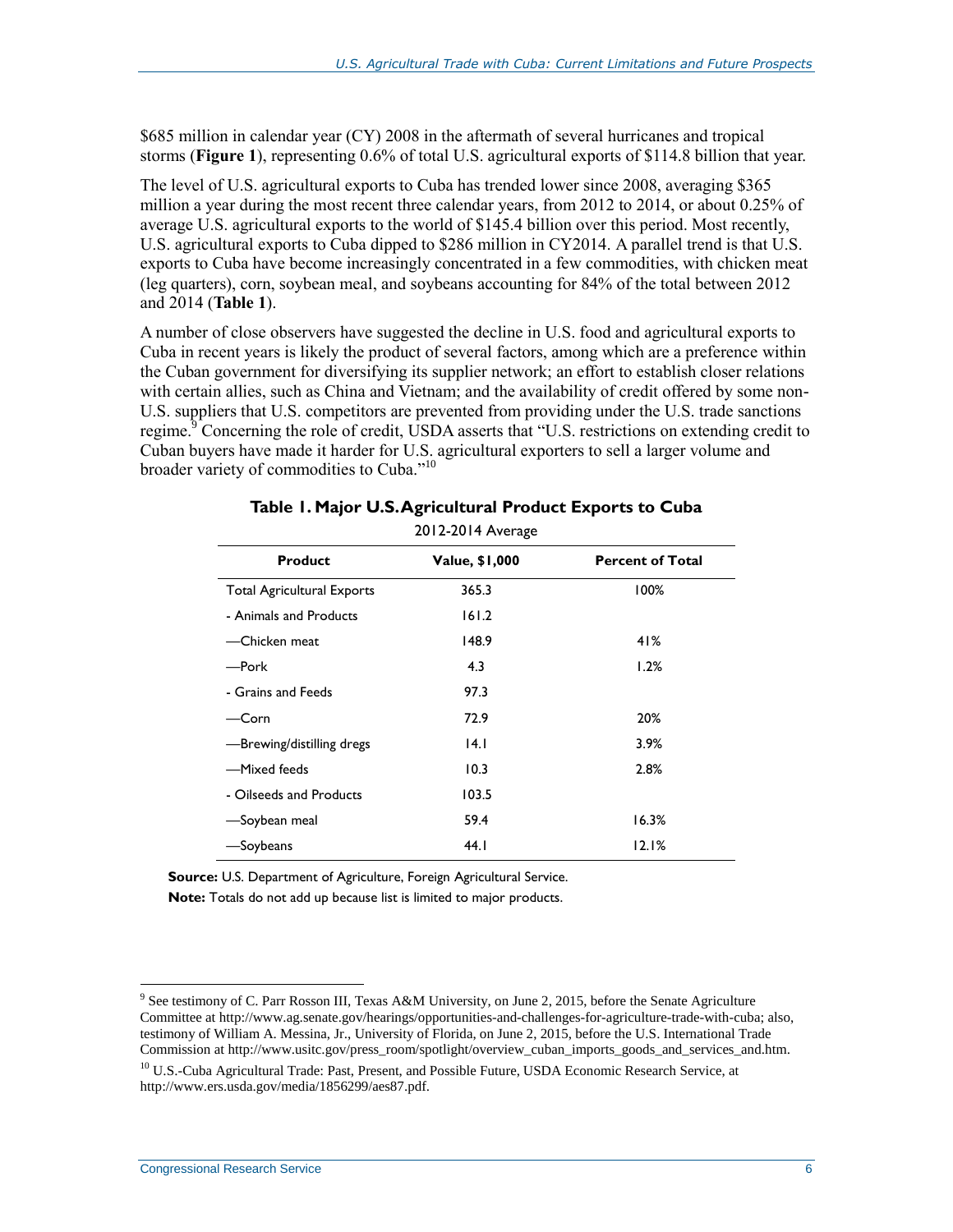$685 million in calendar year (CY) 2008 in the aftermath of several hurricanes and tropical storms (**Figure 1**), representing 0.6% of total U.S. agricultural exports of $114.8 billion that year.

The level of U.S. agricultural exports to Cuba has trended lower since 2008, averaging $365 million a year during the most recent three calendar years, from 2012 to 2014, or about 0.25% of average U.S. agricultural exports to the world of $145.4 billion over this period. Most recently, U.S. agricultural exports to Cuba dipped to $286 million in CY2014. A parallel trend is that U.S. exports to Cuba have become increasingly concentrated in a few commodities, with chicken meat (leg quarters), corn, soybean meal, and soybeans accounting for 84% of the total between 2012 and 2014 (**Table 1**).

A number of close observers have suggested the decline in U.S. food and agricultural exports to Cuba in recent years is likely the product of several factors, among which are a preference within the Cuban government for diversifying its supplier network; an effort to establish closer relations with certain allies, such as China and Vietnam; and the availability of credit offered by some non-U.S. suppliers that U.S. competitors are prevented from providing under the U.S. trade sanctions regime.[9] Concerning the role of credit, USDA asserts that "U.S. restrictions on extending credit to Cuban buyers have made it harder for U.S. agricultural exporters to sell a larger volume and broader variety of commodities to Cuba."[10]

**Table 1. Major U.S. Agricultural Product Exports to Cuba**

2012-2014 Average

| Product | Value, $1,000 | Percent of Total |
|---|---|---|
| Total Agricultural Exports | 365.3 | 100% |
| - Animals and Products | 161.2 | |
| —Chicken meat | 148.9 | 41% |
| —Pork | 4.3 | 1.2% |
| - Grains and Feeds | 97.3 | |
| —Corn | 72.9 | 20% |
| —Brewing/distilling dregs | 14.1 | 3.9% |
| —Mixed feeds | 10.3 | 2.8% |
| - Oilseeds and Products | 103.5 | |
| —Soybean meal | 59.4 | 16.3% |
| —Soybeans | 44.1 | 12.1% |

**Source:** U.S. Department of Agriculture, Foreign Agricultural Service.

**Note:** Totals do not add up because list is limited to major products.

---

[9] See testimony of C. Parr Rosson III, Texas A&M University, on June 2, 2015, before the Senate Agriculture Committee at http://www.ag.senate.gov/hearings/opportunities-and-challenges-for-agriculture-trade-with-cuba; also, testimony of William A. Messina, Jr., University of Florida, on June 2, 2015, before the U.S. International Trade Commission at http://www.usitc.gov/press_room/spotlight/overview_cuban_imports_goods_and_services_and.htm.

[10] U.S.-Cuba Agricultural Trade: Past, Present, and Possible Future, USDA Economic Research Service, at http://www.ers.usda.gov/media/1856299/aes87.pdf.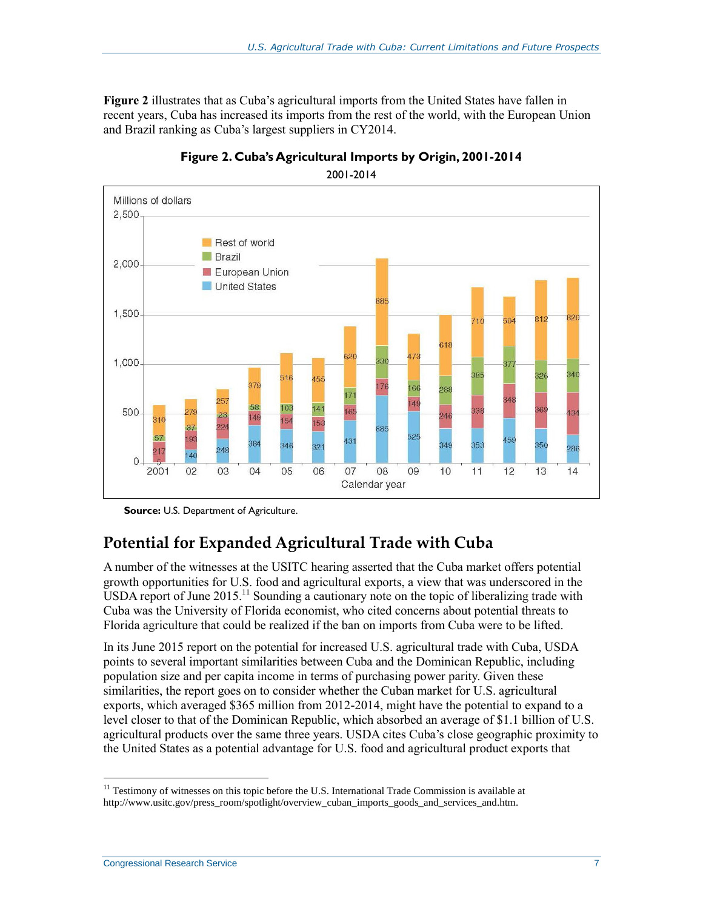**Figure 2** illustrates that as Cuba's agricultural imports from the United States have fallen in recent years, Cuba has increased its imports from the rest of the world, with the European Union and Brazil ranking as Cuba's largest suppliers in CY2014.

**Figure 2. Cuba's Agricultural Imports by Origin, 2001-2014**

2001-2014

Millions of dollars

| Calendar year | United States | European Union | Brazil | Rest of world |
|---|---|---|---|---|
| 2001 | 5 | 217 | 57 | 310 |
| 02 | 140 | 193 | 37 | 279 |
| 03 | 248 | 224 | 23 | 257 |
| 04 | 384 | 149 | 58 | 379 |
| 05 | 346 | 154 | 103 | 516 |
| 06 | 321 | 153 | 141 | 455 |
| 07 | 431 | 165 | 171 | 620 |
| 08 | 685 | 176 | 330 | 885 |
| 09 | 525 | 149 | 166 | 473 |
| 10 | 349 | 246 | 288 | 618 |
| 11 | 353 | 338 | 385 | 710 |
| 12 | 459 | 348 | 377 | 504 |
| 13 | 350 | 369 | 326 | 812 |
| 14 | 286 | 434 | 340 | 820 |

**Source:** U.S. Department of Agriculture.

## Potential for Expanded Agricultural Trade with Cuba

A number of the witnesses at the USITC hearing asserted that the Cuba market offers potential growth opportunities for U.S. food and agricultural exports, a view that was underscored in the USDA report of June 2015.[11] Sounding a cautionary note on the topic of liberalizing trade with Cuba was the University of Florida economist, who cited concerns about potential threats to Florida agriculture that could be realized if the ban on imports from Cuba were to be lifted.

In its June 2015 report on the potential for increased U.S. agricultural trade with Cuba, USDA points to several important similarities between Cuba and the Dominican Republic, including population size and per capita income in terms of purchasing power parity. Given these similarities, the report goes on to consider whether the Cuban market for U.S. agricultural exports, which averaged $365 million from 2012-2014, might have the potential to expand to a level closer to that of the Dominican Republic, which absorbed an average of $1.1 billion of U.S. agricultural products over the same three years. USDA cites Cuba's close geographic proximity to the United States as a potential advantage for U.S. food and agricultural product exports that

[11] Testimony of witnesses on this topic before the U.S. International Trade Commission is available at http://www.usitc.gov/press_room/spotlight/overview_cuban_imports_goods_and_services_and.htm.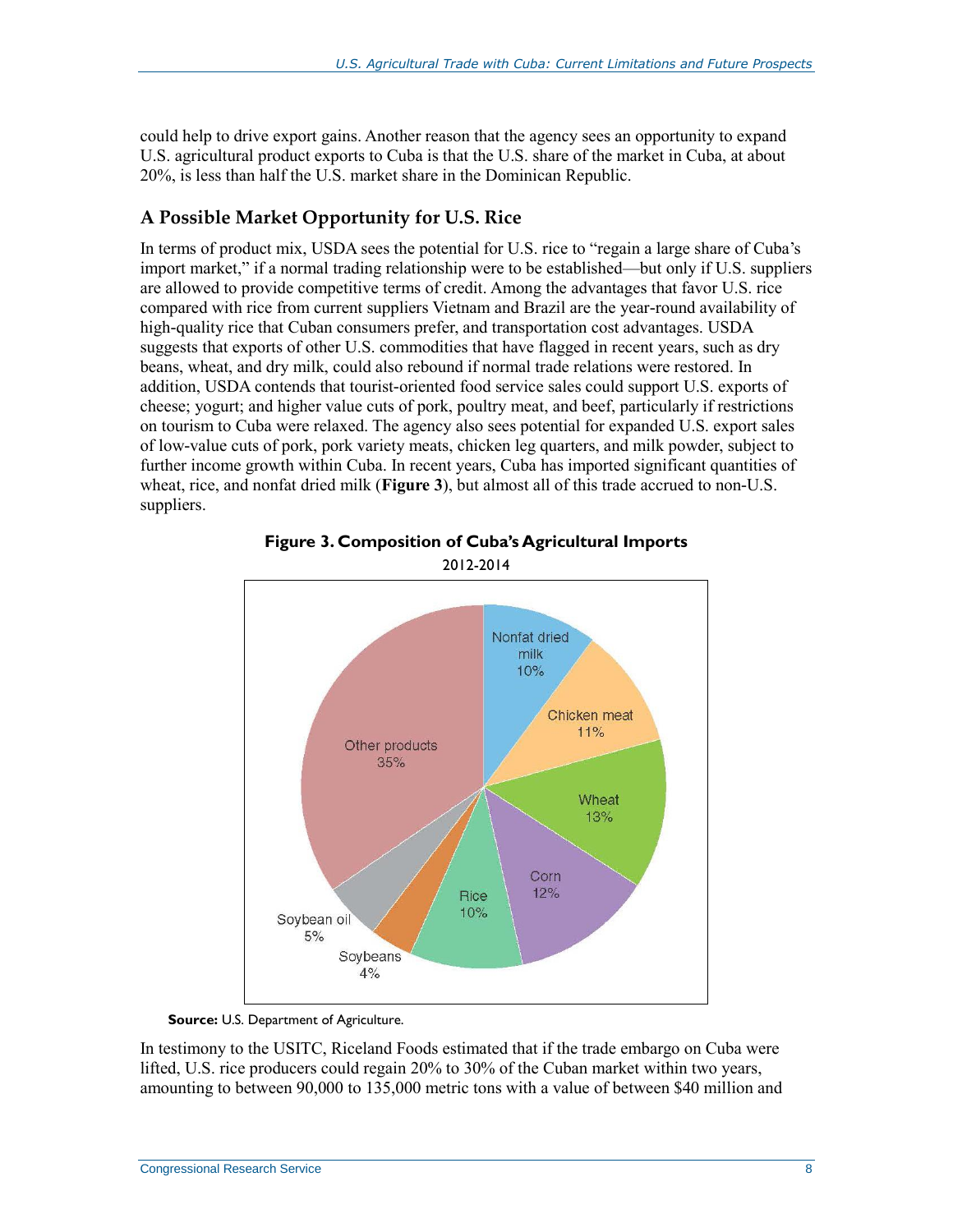could help to drive export gains. Another reason that the agency sees an opportunity to expand U.S. agricultural product exports to Cuba is that the U.S. share of the market in Cuba, at about 20%, is less than half the U.S. market share in the Dominican Republic.

### A Possible Market Opportunity for U.S. Rice

In terms of product mix, USDA sees the potential for U.S. rice to "regain a large share of Cuba's import market," if a normal trading relationship were to be established—but only if U.S. suppliers are allowed to provide competitive terms of credit. Among the advantages that favor U.S. rice compared with rice from current suppliers Vietnam and Brazil are the year-round availability of high-quality rice that Cuban consumers prefer, and transportation cost advantages. USDA suggests that exports of other U.S. commodities that have flagged in recent years, such as dry beans, wheat, and dry milk, could also rebound if normal trade relations were restored. In addition, USDA contends that tourist-oriented food service sales could support U.S. exports of cheese; yogurt; and higher value cuts of pork, poultry meat, and beef, particularly if restrictions on tourism to Cuba were relaxed. The agency also sees potential for expanded U.S. export sales of low-value cuts of pork, pork variety meats, chicken leg quarters, and milk powder, subject to further income growth within Cuba. In recent years, Cuba has imported significant quantities of wheat, rice, and nonfat dried milk (**Figure 3**), but almost all of this trade accrued to non-U.S. suppliers.

**Figure 3. Composition of Cuba's Agricultural Imports**

2012-2014

| Product | Share |
| --- | --- |
| Nonfat dried milk | 10% |
| Chicken meat | 11% |
| Wheat | 13% |
| Corn | 12% |
| Rice | 10% |
| Soybeans | 4% |
| Soybean oil | 5% |
| Other products | 35% |

**Source:** U.S. Department of Agriculture.

In testimony to the USITC, Riceland Foods estimated that if the trade embargo on Cuba were lifted, U.S. rice producers could regain 20% to 30% of the Cuban market within two years, amounting to between 90,000 to 135,000 metric tons with a value of between $40 million and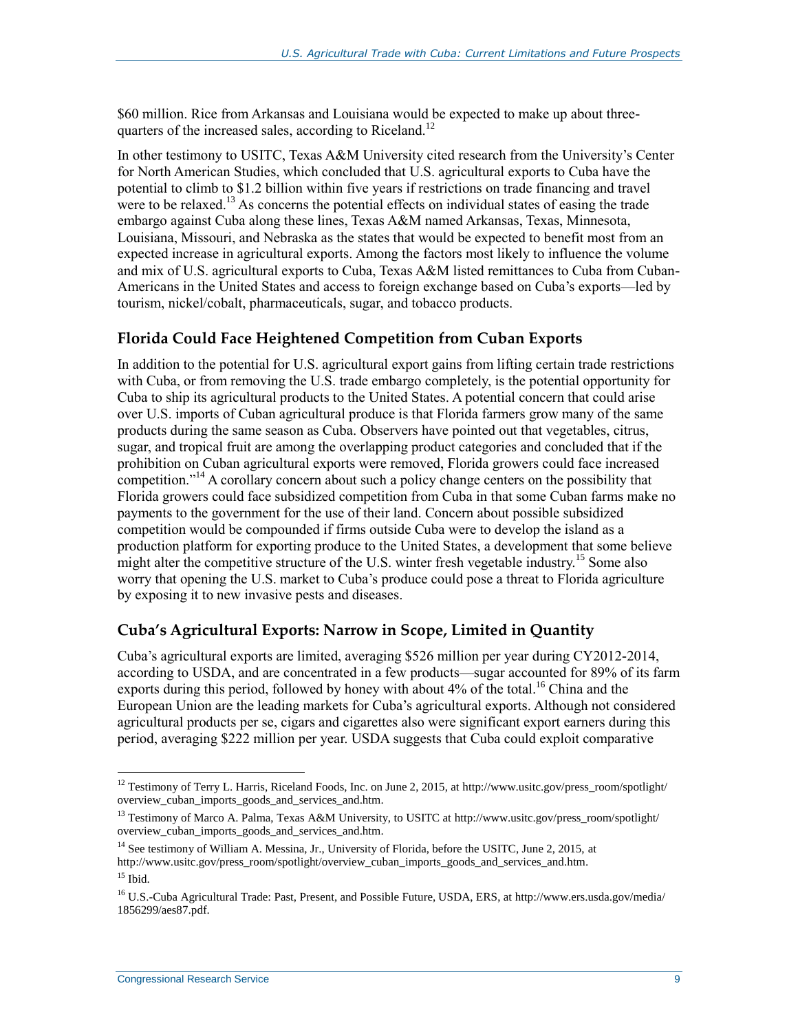$60 million. Rice from Arkansas and Louisiana would be expected to make up about three-quarters of the increased sales, according to Riceland.[12]

In other testimony to USITC, Texas A&M University cited research from the University's Center for North American Studies, which concluded that U.S. agricultural exports to Cuba have the potential to climb to $1.2 billion within five years if restrictions on trade financing and travel were to be relaxed.[13] As concerns the potential effects on individual states of easing the trade embargo against Cuba along these lines, Texas A&M named Arkansas, Texas, Minnesota, Louisiana, Missouri, and Nebraska as the states that would be expected to benefit most from an expected increase in agricultural exports. Among the factors most likely to influence the volume and mix of U.S. agricultural exports to Cuba, Texas A&M listed remittances to Cuba from Cuban-Americans in the United States and access to foreign exchange based on Cuba's exports—led by tourism, nickel/cobalt, pharmaceuticals, sugar, and tobacco products.

## Florida Could Face Heightened Competition from Cuban Exports

In addition to the potential for U.S. agricultural export gains from lifting certain trade restrictions with Cuba, or from removing the U.S. trade embargo completely, is the potential opportunity for Cuba to ship its agricultural products to the United States. A potential concern that could arise over U.S. imports of Cuban agricultural produce is that Florida farmers grow many of the same products during the same season as Cuba. Observers have pointed out that vegetables, citrus, sugar, and tropical fruit are among the overlapping product categories and concluded that if the prohibition on Cuban agricultural exports were removed, Florida growers could face increased competition."[14] A corollary concern about such a policy change centers on the possibility that Florida growers could face subsidized competition from Cuba in that some Cuban farms make no payments to the government for the use of their land. Concern about possible subsidized competition would be compounded if firms outside Cuba were to develop the island as a production platform for exporting produce to the United States, a development that some believe might alter the competitive structure of the U.S. winter fresh vegetable industry.[15] Some also worry that opening the U.S. market to Cuba's produce could pose a threat to Florida agriculture by exposing it to new invasive pests and diseases.

## Cuba's Agricultural Exports: Narrow in Scope, Limited in Quantity

Cuba's agricultural exports are limited, averaging $526 million per year during CY2012-2014, according to USDA, and are concentrated in a few products—sugar accounted for 89% of its farm exports during this period, followed by honey with about 4% of the total.[16] China and the European Union are the leading markets for Cuba's agricultural exports. Although not considered agricultural products per se, cigars and cigarettes also were significant export earners during this period, averaging $222 million per year. USDA suggests that Cuba could exploit comparative

---

[12] Testimony of Terry L. Harris, Riceland Foods, Inc. on June 2, 2015, at http://www.usitc.gov/press_room/spotlight/overview_cuban_imports_goods_and_services_and.htm.

[13] Testimony of Marco A. Palma, Texas A&M University, to USITC at http://www.usitc.gov/press_room/spotlight/overview_cuban_imports_goods_and_services_and.htm.

[14] See testimony of William A. Messina, Jr., University of Florida, before the USITC, June 2, 2015, at http://www.usitc.gov/press_room/spotlight/overview_cuban_imports_goods_and_services_and.htm.

[15] Ibid.

[16] U.S.-Cuba Agricultural Trade: Past, Present, and Possible Future, USDA, ERS, at http://www.ers.usda.gov/media/1856299/aes87.pdf.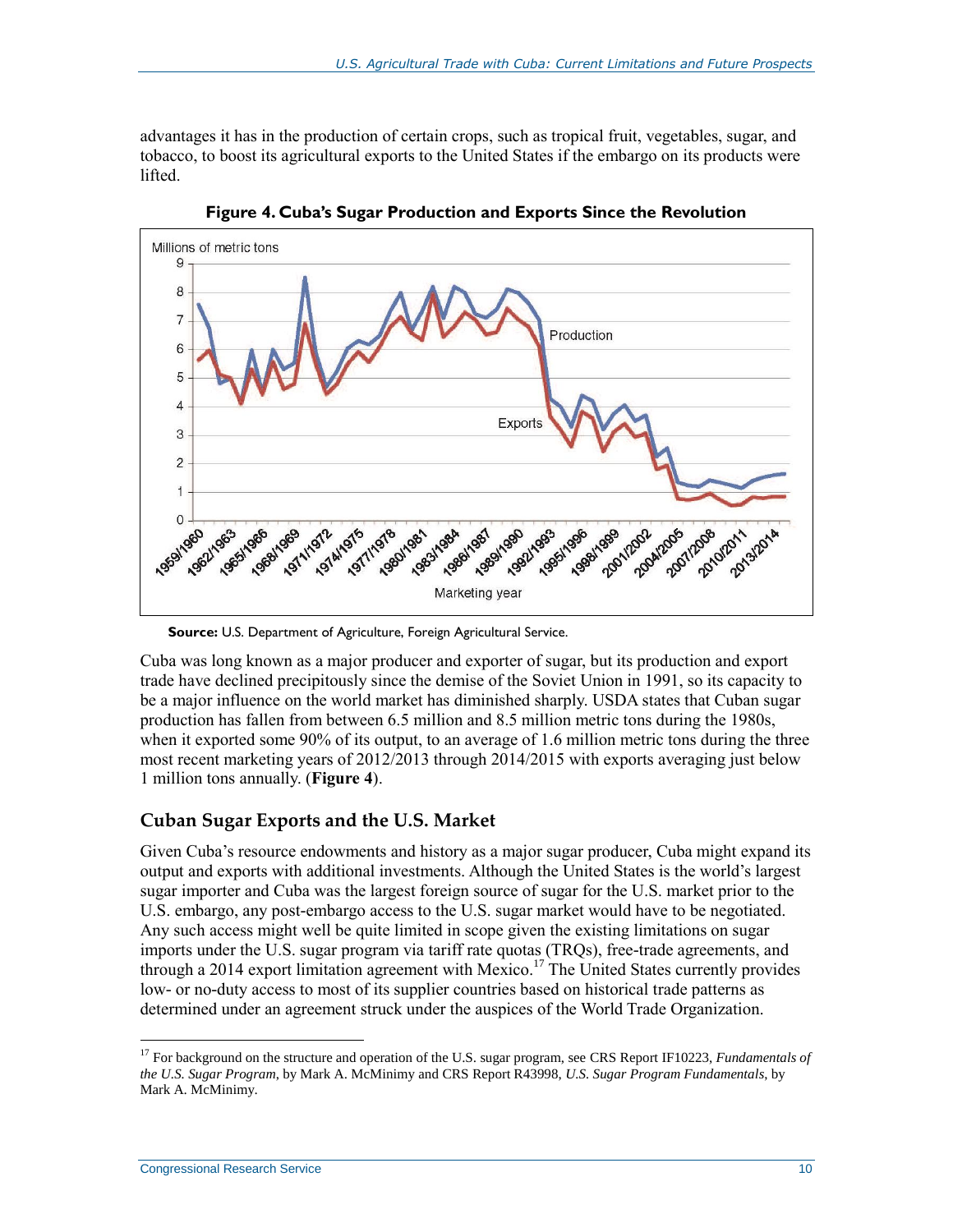advantages it has in the production of certain crops, such as tropical fruit, vegetables, sugar, and tobacco, to boost its agricultural exports to the United States if the embargo on its products were lifted.

**Figure 4. Cuba's Sugar Production and Exports Since the Revolution**

**Source:** U.S. Department of Agriculture, Foreign Agricultural Service.

Cuba was long known as a major producer and exporter of sugar, but its production and export trade have declined precipitously since the demise of the Soviet Union in 1991, so its capacity to be a major influence on the world market has diminished sharply. USDA states that Cuban sugar production has fallen from between 6.5 million and 8.5 million metric tons during the 1980s, when it exported some 90% of its output, to an average of 1.6 million metric tons during the three most recent marketing years of 2012/2013 through 2014/2015 with exports averaging just below 1 million tons annually. (**Figure 4**).

## Cuban Sugar Exports and the U.S. Market

Given Cuba's resource endowments and history as a major sugar producer, Cuba might expand its output and exports with additional investments. Although the United States is the world's largest sugar importer and Cuba was the largest foreign source of sugar for the U.S. market prior to the U.S. embargo, any post-embargo access to the U.S. sugar market would have to be negotiated. Any such access might well be quite limited in scope given the existing limitations on sugar imports under the U.S. sugar program via tariff rate quotas (TRQs), free-trade agreements, and through a 2014 export limitation agreement with Mexico.[17] The United States currently provides low- or no-duty access to most of its supplier countries based on historical trade patterns as determined under an agreement struck under the auspices of the World Trade Organization.

[17] For background on the structure and operation of the U.S. sugar program, see CRS Report IF10223, *Fundamentals of the U.S. Sugar Program*, by Mark A. McMinimy and CRS Report R43998, *U.S. Sugar Program Fundamentals*, by Mark A. McMinimy.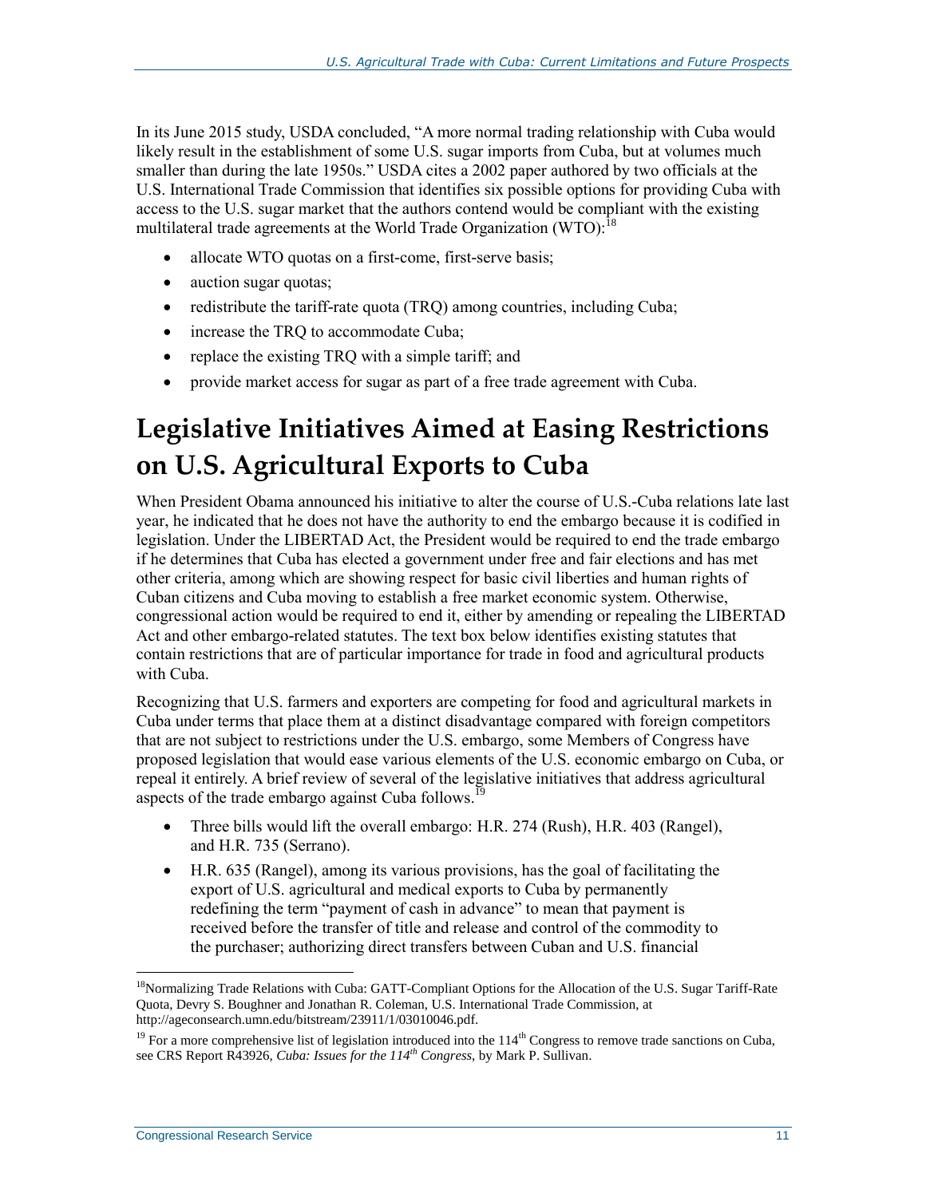In its June 2015 study, USDA concluded, "A more normal trading relationship with Cuba would likely result in the establishment of some U.S. sugar imports from Cuba, but at volumes much smaller than during the late 1950s." USDA cites a 2002 paper authored by two officials at the U.S. International Trade Commission that identifies six possible options for providing Cuba with access to the U.S. sugar market that the authors contend would be compliant with the existing multilateral trade agreements at the World Trade Organization (WTO):[18]

- allocate WTO quotas on a first-come, first-serve basis;
- auction sugar quotas;
- redistribute the tariff-rate quota (TRQ) among countries, including Cuba;
- increase the TRQ to accommodate Cuba;
- replace the existing TRQ with a simple tariff; and
- provide market access for sugar as part of a free trade agreement with Cuba.

# Legislative Initiatives Aimed at Easing Restrictions on U.S. Agricultural Exports to Cuba

When President Obama announced his initiative to alter the course of U.S.-Cuba relations late last year, he indicated that he does not have the authority to end the embargo because it is codified in legislation. Under the LIBERTAD Act, the President would be required to end the trade embargo if he determines that Cuba has elected a government under free and fair elections and has met other criteria, among which are showing respect for basic civil liberties and human rights of Cuban citizens and Cuba moving to establish a free market economic system. Otherwise, congressional action would be required to end it, either by amending or repealing the LIBERTAD Act and other embargo-related statutes. The text box below identifies existing statutes that contain restrictions that are of particular importance for trade in food and agricultural products with Cuba.

Recognizing that U.S. farmers and exporters are competing for food and agricultural markets in Cuba under terms that place them at a distinct disadvantage compared with foreign competitors that are not subject to restrictions under the U.S. embargo, some Members of Congress have proposed legislation that would ease various elements of the U.S. economic embargo on Cuba, or repeal it entirely. A brief review of several of the legislative initiatives that address agricultural aspects of the trade embargo against Cuba follows.[19]

- Three bills would lift the overall embargo: H.R. 274 (Rush), H.R. 403 (Rangel), and H.R. 735 (Serrano).
- H.R. 635 (Rangel), among its various provisions, has the goal of facilitating the export of U.S. agricultural and medical exports to Cuba by permanently redefining the term "payment of cash in advance" to mean that payment is received before the transfer of title and release and control of the commodity to the purchaser; authorizing direct transfers between Cuban and U.S. financial

---

[18] Normalizing Trade Relations with Cuba: GATT-Compliant Options for the Allocation of the U.S. Sugar Tariff-Rate Quota, Devry S. Boughner and Jonathan R. Coleman, U.S. International Trade Commission, at http://ageconsearch.umn.edu/bitstream/23911/1/03010046.pdf.

[19] For a more comprehensive list of legislation introduced into the 114th Congress to remove trade sanctions on Cuba, see CRS Report R43926, *Cuba: Issues for the 114th Congress*, by Mark P. Sullivan.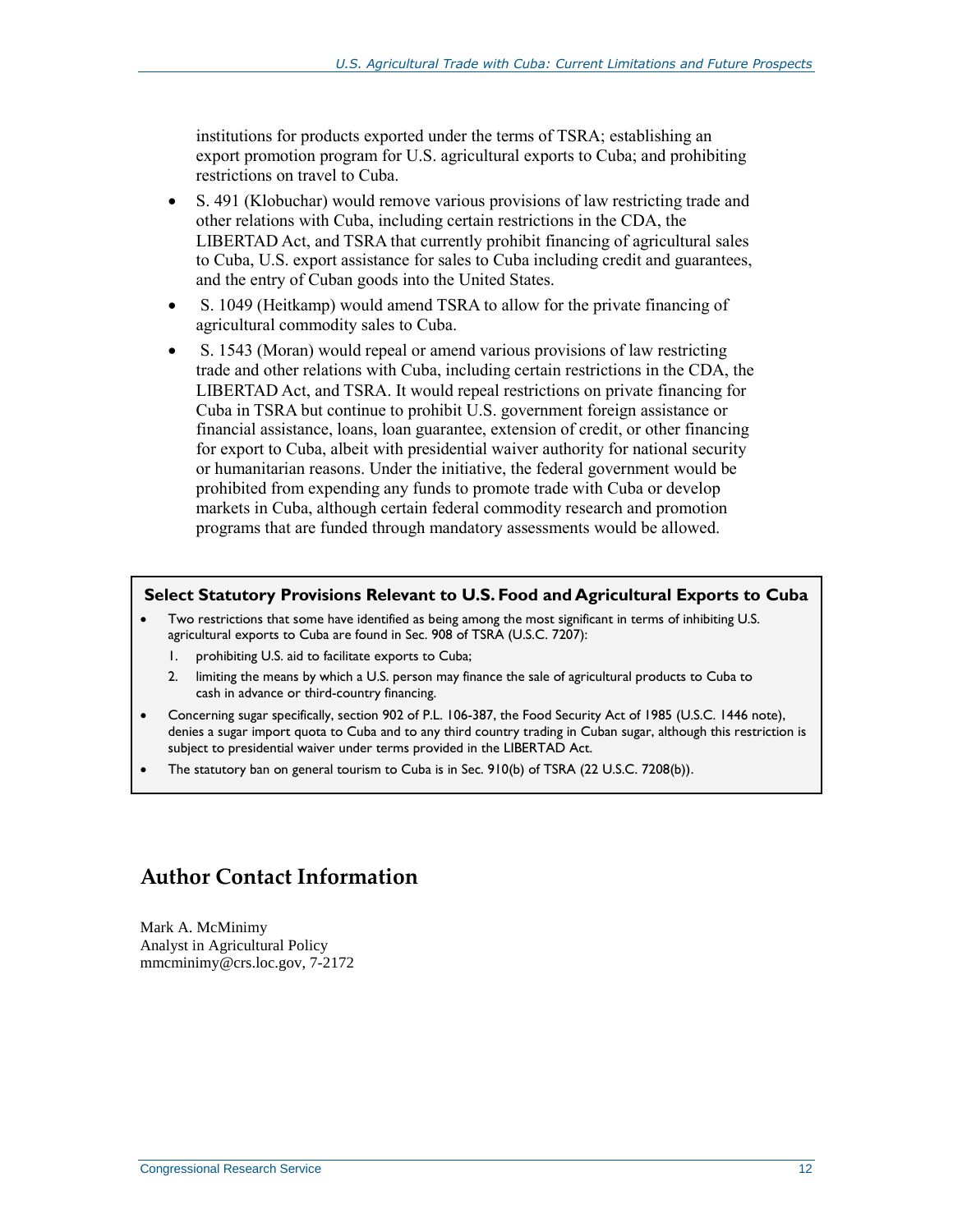institutions for products exported under the terms of TSRA; establishing an export promotion program for U.S. agricultural exports to Cuba; and prohibiting restrictions on travel to Cuba.

- S. 491 (Klobuchar) would remove various provisions of law restricting trade and other relations with Cuba, including certain restrictions in the CDA, the LIBERTAD Act, and TSRA that currently prohibit financing of agricultural sales to Cuba, U.S. export assistance for sales to Cuba including credit and guarantees, and the entry of Cuban goods into the United States.
- S. 1049 (Heitkamp) would amend TSRA to allow for the private financing of agricultural commodity sales to Cuba.
- S. 1543 (Moran) would repeal or amend various provisions of law restricting trade and other relations with Cuba, including certain restrictions in the CDA, the LIBERTAD Act, and TSRA. It would repeal restrictions on private financing for Cuba in TSRA but continue to prohibit U.S. government foreign assistance or financial assistance, loans, loan guarantee, extension of credit, or other financing for export to Cuba, albeit with presidential waiver authority for national security or humanitarian reasons. Under the initiative, the federal government would be prohibited from expending any funds to promote trade with Cuba or develop markets in Cuba, although certain federal commodity research and promotion programs that are funded through mandatory assessments would be allowed.

**Select Statutory Provisions Relevant to U.S. Food and Agricultural Exports to Cuba**

- Two restrictions that some have identified as being among the most significant in terms of inhibiting U.S. agricultural exports to Cuba are found in Sec. 908 of TSRA (U.S.C. 7207):
  1. prohibiting U.S. aid to facilitate exports to Cuba;
  2. limiting the means by which a U.S. person may finance the sale of agricultural products to Cuba to cash in advance or third-country financing.
- Concerning sugar specifically, section 902 of P.L. 106-387, the Food Security Act of 1985 (U.S.C. 1446 note), denies a sugar import quota to Cuba and to any third country trading in Cuban sugar, although this restriction is subject to presidential waiver under terms provided in the LIBERTAD Act.
- The statutory ban on general tourism to Cuba is in Sec. 910(b) of TSRA (22 U.S.C. 7208(b)).

## Author Contact Information

Mark A. McMinimy
Analyst in Agricultural Policy
mmcminimy@crs.loc.gov, 7-2172